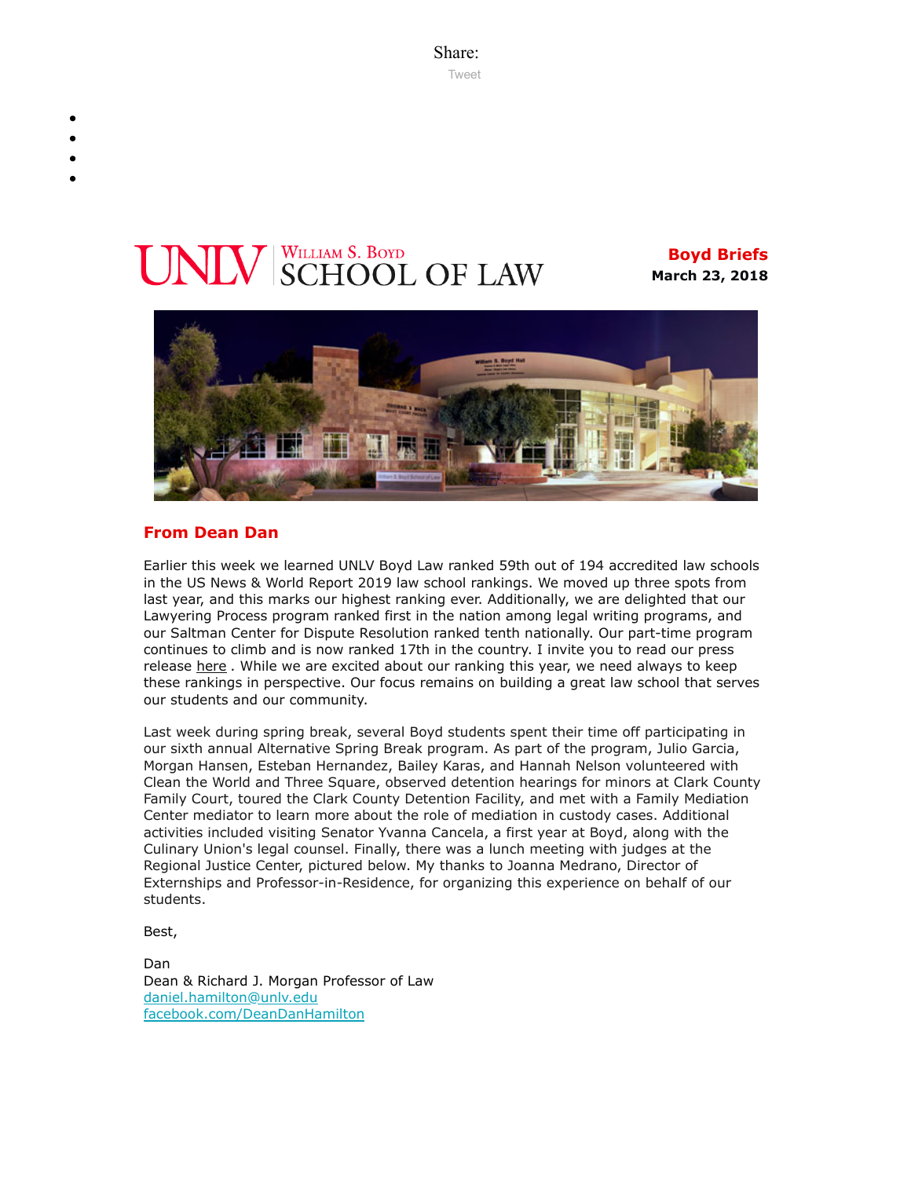Share:

Tweet

UNLV William S. Boyd SCHOOL OF LAW

**Boyd Briefs**
**March 23, 2018**

## From Dean Dan

Earlier this week we learned UNLV Boyd Law ranked 59th out of 194 accredited law schools in the US News & World Report 2019 law school rankings. We moved up three spots from last year, and this marks our highest ranking ever. Additionally, we are delighted that our Lawyering Process program ranked first in the nation among legal writing programs, and our Saltman Center for Dispute Resolution ranked tenth nationally. Our part-time program continues to climb and is now ranked 17th in the country. I invite you to read our press release here . While we are excited about our ranking this year, we need always to keep these rankings in perspective. Our focus remains on building a great law school that serves our students and our community.

Last week during spring break, several Boyd students spent their time off participating in our sixth annual Alternative Spring Break program. As part of the program, Julio Garcia, Morgan Hansen, Esteban Hernandez, Bailey Karas, and Hannah Nelson volunteered with Clean the World and Three Square, observed detention hearings for minors at Clark County Family Court, toured the Clark County Detention Facility, and met with a Family Mediation Center mediator to learn more about the role of mediation in custody cases. Additional activities included visiting Senator Yvanna Cancela, a first year at Boyd, along with the Culinary Union's legal counsel. Finally, there was a lunch meeting with judges at the Regional Justice Center, pictured below. My thanks to Joanna Medrano, Director of Externships and Professor-in-Residence, for organizing this experience on behalf of our students.

Best,

Dan
Dean & Richard J. Morgan Professor of Law
daniel.hamilton@unlv.edu
facebook.com/DeanDanHamilton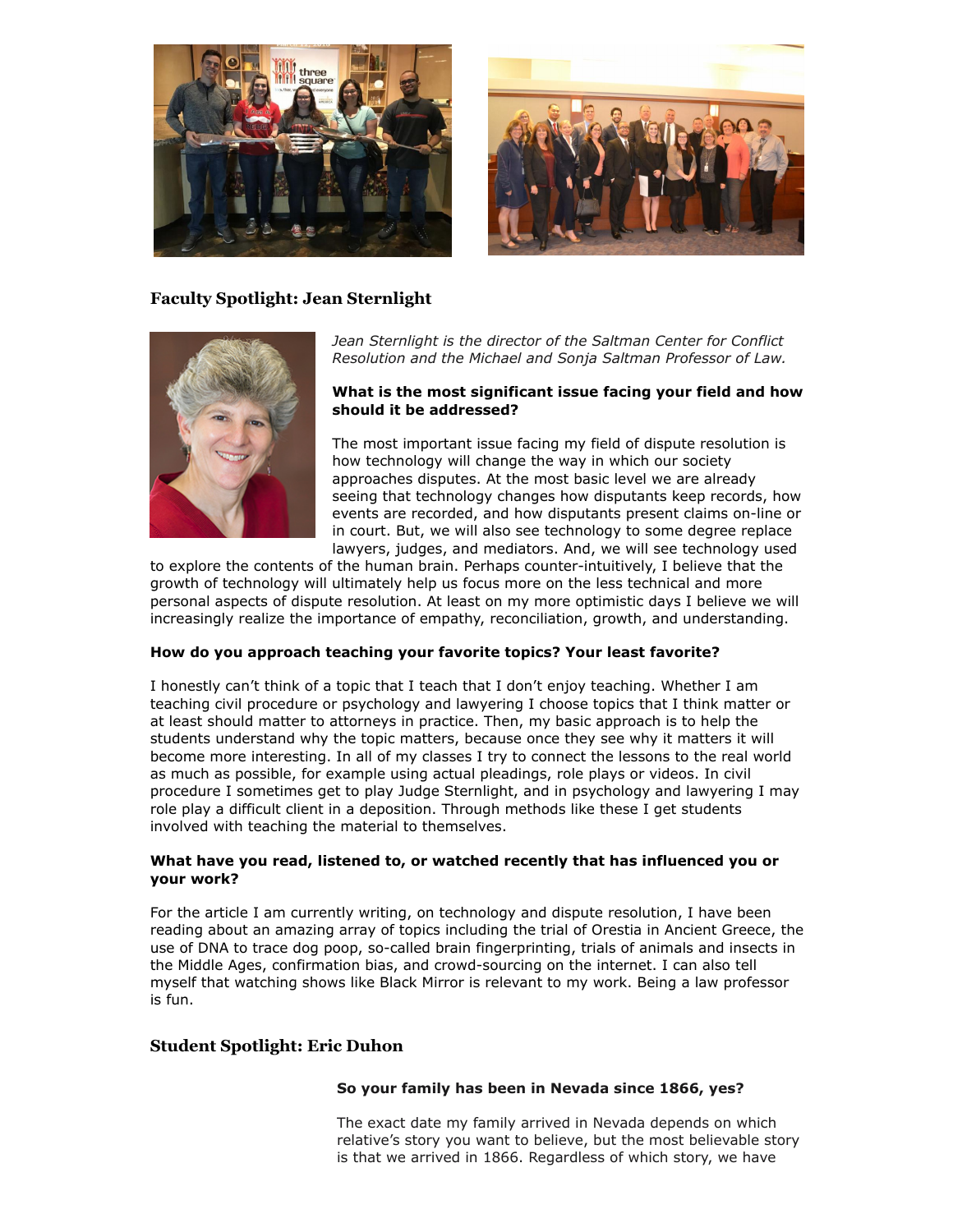## Faculty Spotlight: Jean Sternlight

*Jean Sternlight is the director of the Saltman Center for Conflict Resolution and the Michael and Sonja Saltman Professor of Law.*

**What is the most significant issue facing your field and how should it be addressed?**

The most important issue facing my field of dispute resolution is how technology will change the way in which our society approaches disputes. At the most basic level we are already seeing that technology changes how disputants keep records, how events are recorded, and how disputants present claims on-line or in court. But, we will also see technology to some degree replace lawyers, judges, and mediators. And, we will see technology used to explore the contents of the human brain. Perhaps counter-intuitively, I believe that the growth of technology will ultimately help us focus more on the less technical and more personal aspects of dispute resolution. At least on my more optimistic days I believe we will increasingly realize the importance of empathy, reconciliation, growth, and understanding.

**How do you approach teaching your favorite topics? Your least favorite?**

I honestly can't think of a topic that I teach that I don't enjoy teaching. Whether I am teaching civil procedure or psychology and lawyering I choose topics that I think matter or at least should matter to attorneys in practice. Then, my basic approach is to help the students understand why the topic matters, because once they see why it matters it will become more interesting. In all of my classes I try to connect the lessons to the real world as much as possible, for example using actual pleadings, role plays or videos. In civil procedure I sometimes get to play Judge Sternlight, and in psychology and lawyering I may role play a difficult client in a deposition. Through methods like these I get students involved with teaching the material to themselves.

**What have you read, listened to, or watched recently that has influenced you or your work?**

For the article I am currently writing, on technology and dispute resolution, I have been reading about an amazing array of topics including the trial of Orestia in Ancient Greece, the use of DNA to trace dog poop, so-called brain fingerprinting, trials of animals and insects in the Middle Ages, confirmation bias, and crowd-sourcing on the internet. I can also tell myself that watching shows like Black Mirror is relevant to my work. Being a law professor is fun.

## Student Spotlight: Eric Duhon

**So your family has been in Nevada since 1866, yes?**

The exact date my family arrived in Nevada depends on which relative's story you want to believe, but the most believable story is that we arrived in 1866. Regardless of which story, we have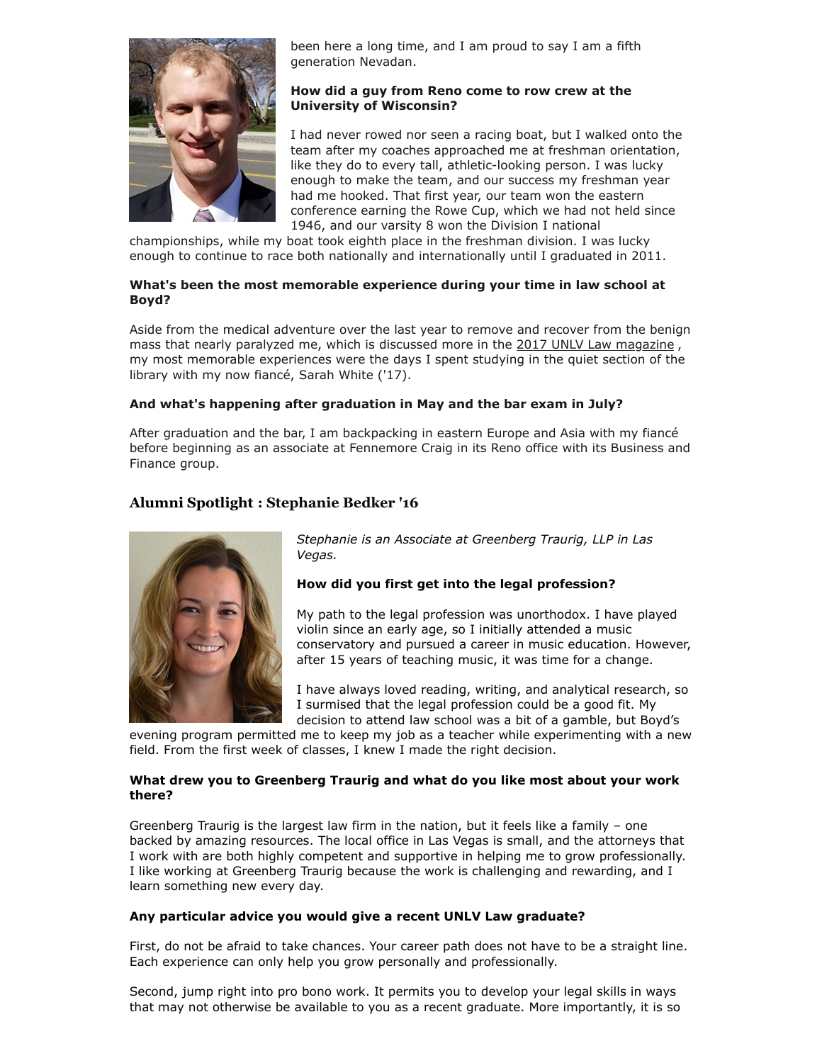been here a long time, and I am proud to say I am a fifth generation Nevadan.

**How did a guy from Reno come to row crew at the University of Wisconsin?**

I had never rowed nor seen a racing boat, but I walked onto the team after my coaches approached me at freshman orientation, like they do to every tall, athletic-looking person. I was lucky enough to make the team, and our success my freshman year had me hooked. That first year, our team won the eastern conference earning the Rowe Cup, which we had not held since 1946, and our varsity 8 won the Division I national championships, while my boat took eighth place in the freshman division. I was lucky enough to continue to race both nationally and internationally until I graduated in 2011.

**What's been the most memorable experience during your time in law school at Boyd?**

Aside from the medical adventure over the last year to remove and recover from the benign mass that nearly paralyzed me, which is discussed more in the 2017 UNLV Law magazine , my most memorable experiences were the days I spent studying in the quiet section of the library with my now fiancé, Sarah White ('17).

**And what's happening after graduation in May and the bar exam in July?**

After graduation and the bar, I am backpacking in eastern Europe and Asia with my fiancé before beginning as an associate at Fennemore Craig in its Reno office with its Business and Finance group.

## Alumni Spotlight : Stephanie Bedker '16

*Stephanie is an Associate at Greenberg Traurig, LLP in Las Vegas.*

**How did you first get into the legal profession?**

My path to the legal profession was unorthodox. I have played violin since an early age, so I initially attended a music conservatory and pursued a career in music education. However, after 15 years of teaching music, it was time for a change.

I have always loved reading, writing, and analytical research, so I surmised that the legal profession could be a good fit. My decision to attend law school was a bit of a gamble, but Boyd's evening program permitted me to keep my job as a teacher while experimenting with a new field. From the first week of classes, I knew I made the right decision.

**What drew you to Greenberg Traurig and what do you like most about your work there?**

Greenberg Traurig is the largest law firm in the nation, but it feels like a family – one backed by amazing resources. The local office in Las Vegas is small, and the attorneys that I work with are both highly competent and supportive in helping me to grow professionally. I like working at Greenberg Traurig because the work is challenging and rewarding, and I learn something new every day.

**Any particular advice you would give a recent UNLV Law graduate?**

First, do not be afraid to take chances. Your career path does not have to be a straight line. Each experience can only help you grow personally and professionally.

Second, jump right into pro bono work. It permits you to develop your legal skills in ways that may not otherwise be available to you as a recent graduate. More importantly, it is so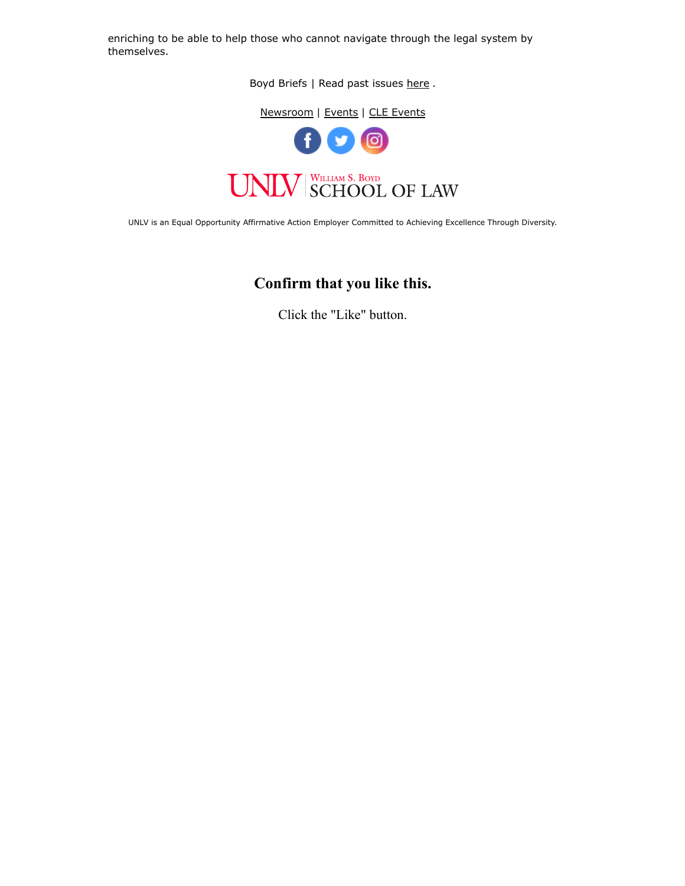enriching to be able to help those who cannot navigate through the legal system by themselves.

Boyd Briefs | Read past issues here .

Newsroom | Events | CLE Events

UNLV William S. Boyd School of Law

UNLV is an Equal Opportunity Affirmative Action Employer Committed to Achieving Excellence Through Diversity.

## Confirm that you like this.

Click the "Like" button.